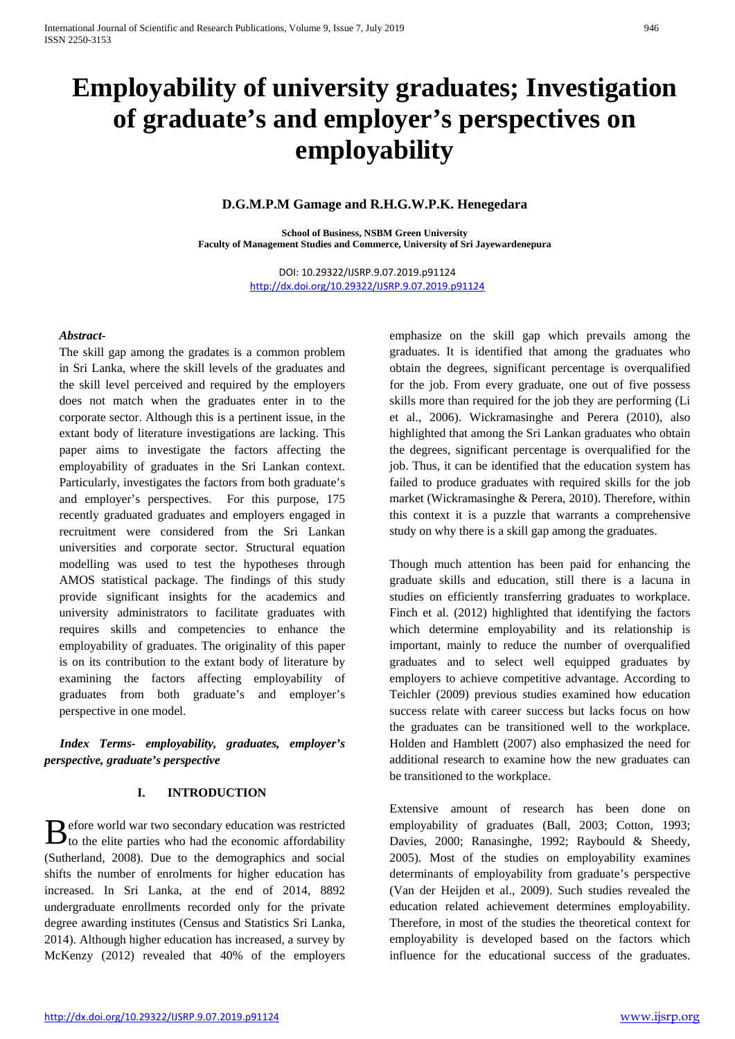# Employability of university graduates; Investigation of graduate's and employer's perspectives on employability

**D.G.M.P.M Gamage and R.H.G.W.P.K. Henegedara**

**School of Business, NSBM Green University**
**Faculty of Management Studies and Commerce, University of Sri Jayewardenepura**

DOI: 10.29322/IJSRP.9.07.2019.p91124
http://dx.doi.org/10.29322/IJSRP.9.07.2019.p91124

***Abstract-***
The skill gap among the gradates is a common problem in Sri Lanka, where the skill levels of the graduates and the skill level perceived and required by the employers does not match when the graduates enter in to the corporate sector. Although this is a pertinent issue, in the extant body of literature investigations are lacking. This paper aims to investigate the factors affecting the employability of graduates in the Sri Lankan context. Particularly, investigates the factors from both graduate's and employer's perspectives. For this purpose, 175 recently graduated graduates and employers engaged in recruitment were considered from the Sri Lankan universities and corporate sector. Structural equation modelling was used to test the hypotheses through AMOS statistical package. The findings of this study provide significant insights for the academics and university administrators to facilitate graduates with requires skills and competencies to enhance the employability of graduates. The originality of this paper is on its contribution to the extant body of literature by examining the factors affecting employability of graduates from both graduate's and employer's perspective in one model.

***Index Terms- employability, graduates, employer's perspective, graduate's perspective***

## I. INTRODUCTION

Before world war two secondary education was restricted to the elite parties who had the economic affordability (Sutherland, 2008). Due to the demographics and social shifts the number of enrolments for higher education has increased. In Sri Lanka, at the end of 2014, 8892 undergraduate enrollments recorded only for the private degree awarding institutes (Census and Statistics Sri Lanka, 2014). Although higher education has increased, a survey by McKenzy (2012) revealed that 40% of the employers emphasize on the skill gap which prevails among the graduates. It is identified that among the graduates who obtain the degrees, significant percentage is overqualified for the job. From every graduate, one out of five possess skills more than required for the job they are performing (Li et al., 2006). Wickramasinghe and Perera (2010), also highlighted that among the Sri Lankan graduates who obtain the degrees, significant percentage is overqualified for the job. Thus, it can be identified that the education system has failed to produce graduates with required skills for the job market (Wickramasinghe & Perera, 2010). Therefore, within this context it is a puzzle that warrants a comprehensive study on why there is a skill gap among the graduates.

Though much attention has been paid for enhancing the graduate skills and education, still there is a lacuna in studies on efficiently transferring graduates to workplace. Finch et al. (2012) highlighted that identifying the factors which determine employability and its relationship is important, mainly to reduce the number of overqualified graduates and to select well equipped graduates by employers to achieve competitive advantage. According to Teichler (2009) previous studies examined how education success relate with career success but lacks focus on how the graduates can be transitioned well to the workplace. Holden and Hamblett (2007) also emphasized the need for additional research to examine how the new graduates can be transitioned to the workplace.

Extensive amount of research has been done on employability of graduates (Ball, 2003; Cotton, 1993; Davies, 2000; Ranasinghe, 1992; Raybould & Sheedy, 2005). Most of the studies on employability examines determinants of employability from graduate's perspective (Van der Heijden et al., 2009). Such studies revealed the education related achievement determines employability. Therefore, in most of the studies the theoretical context for employability is developed based on the factors which influence for the educational success of the graduates.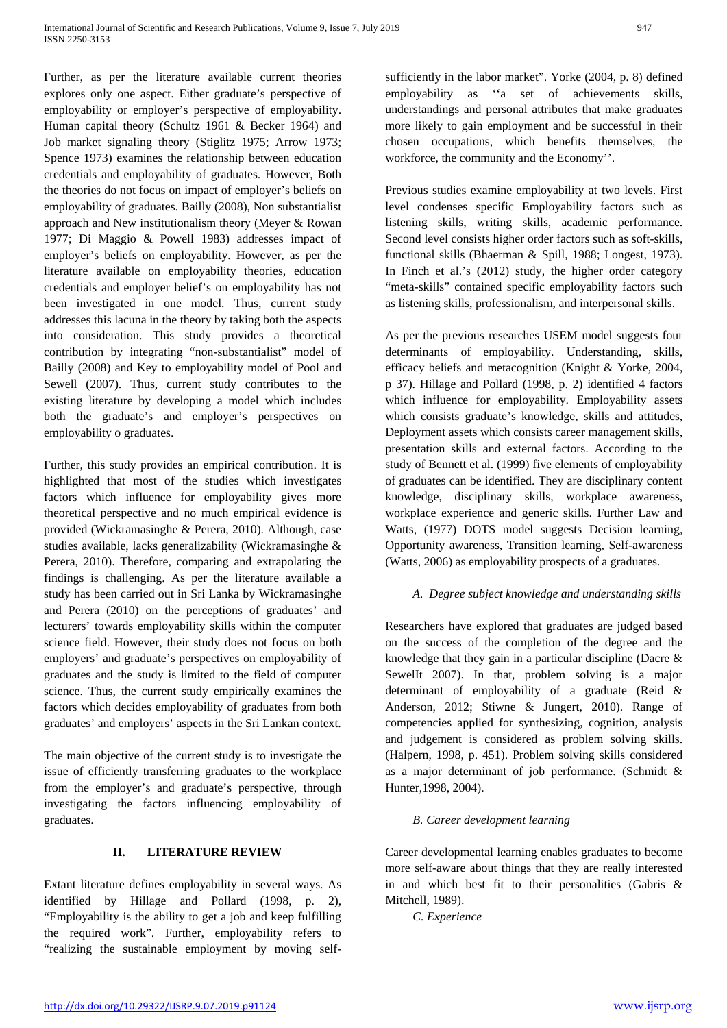Further, as per the literature available current theories explores only one aspect. Either graduate's perspective of employability or employer's perspective of employability. Human capital theory (Schultz 1961 & Becker 1964) and Job market signaling theory (Stiglitz 1975; Arrow 1973; Spence 1973) examines the relationship between education credentials and employability of graduates. However, Both the theories do not focus on impact of employer's beliefs on employability of graduates. Bailly (2008), Non substantialist approach and New institutionalism theory (Meyer & Rowan 1977; Di Maggio & Powell 1983) addresses impact of employer's beliefs on employability. However, as per the literature available on employability theories, education credentials and employer belief's on employability has not been investigated in one model. Thus, current study addresses this lacuna in the theory by taking both the aspects into consideration. This study provides a theoretical contribution by integrating "non-substantialist" model of Bailly (2008) and Key to employability model of Pool and Sewell (2007). Thus, current study contributes to the existing literature by developing a model which includes both the graduate's and employer's perspectives on employability o graduates.

Further, this study provides an empirical contribution. It is highlighted that most of the studies which investigates factors which influence for employability gives more theoretical perspective and no much empirical evidence is provided (Wickramasinghe & Perera, 2010). Although, case studies available, lacks generalizability (Wickramasinghe & Perera, 2010). Therefore, comparing and extrapolating the findings is challenging. As per the literature available a study has been carried out in Sri Lanka by Wickramasinghe and Perera (2010) on the perceptions of graduates' and lecturers' towards employability skills within the computer science field. However, their study does not focus on both employers' and graduate's perspectives on employability of graduates and the study is limited to the field of computer science. Thus, the current study empirically examines the factors which decides employability of graduates from both graduates' and employers' aspects in the Sri Lankan context.

The main objective of the current study is to investigate the issue of efficiently transferring graduates to the workplace from the employer's and graduate's perspective, through investigating the factors influencing employability of graduates.

## II. LITERATURE REVIEW

Extant literature defines employability in several ways. As identified by Hillage and Pollard (1998, p. 2), "Employability is the ability to get a job and keep fulfilling the required work". Further, employability refers to "realizing the sustainable employment by moving self-sufficiently in the labor market". Yorke (2004, p. 8) defined employability as ''a set of achievements skills, understandings and personal attributes that make graduates more likely to gain employment and be successful in their chosen occupations, which benefits themselves, the workforce, the community and the Economy''.

Previous studies examine employability at two levels. First level condenses specific Employability factors such as listening skills, writing skills, academic performance. Second level consists higher order factors such as soft-skills, functional skills (Bhaerman & Spill, 1988; Longest, 1973). In Finch et al.'s (2012) study, the higher order category "meta-skills" contained specific employability factors such as listening skills, professionalism, and interpersonal skills.

As per the previous researches USEM model suggests four determinants of employability. Understanding, skills, efficacy beliefs and metacognition (Knight & Yorke, 2004, p 37). Hillage and Pollard (1998, p. 2) identified 4 factors which influence for employability. Employability assets which consists graduate's knowledge, skills and attitudes, Deployment assets which consists career management skills, presentation skills and external factors. According to the study of Bennett et al. (1999) five elements of employability of graduates can be identified. They are disciplinary content knowledge, disciplinary skills, workplace awareness, workplace experience and generic skills. Further Law and Watts, (1977) DOTS model suggests Decision learning, Opportunity awareness, Transition learning, Self-awareness (Watts, 2006) as employability prospects of a graduates.

### *A. Degree subject knowledge and understanding skills*

Researchers have explored that graduates are judged based on the success of the completion of the degree and the knowledge that they gain in a particular discipline (Dacre & SewellIt 2007). In that, problem solving is a major determinant of employability of a graduate (Reid & Anderson, 2012; Stiwne & Jungert, 2010). Range of competencies applied for synthesizing, cognition, analysis and judgement is considered as problem solving skills. (Halpern, 1998, p. 451). Problem solving skills considered as a major determinant of job performance. (Schmidt & Hunter,1998, 2004).

### *B. Career development learning*

Career developmental learning enables graduates to become more self-aware about things that they are really interested in and which best fit to their personalities (Gabris & Mitchell, 1989).

### *C. Experience*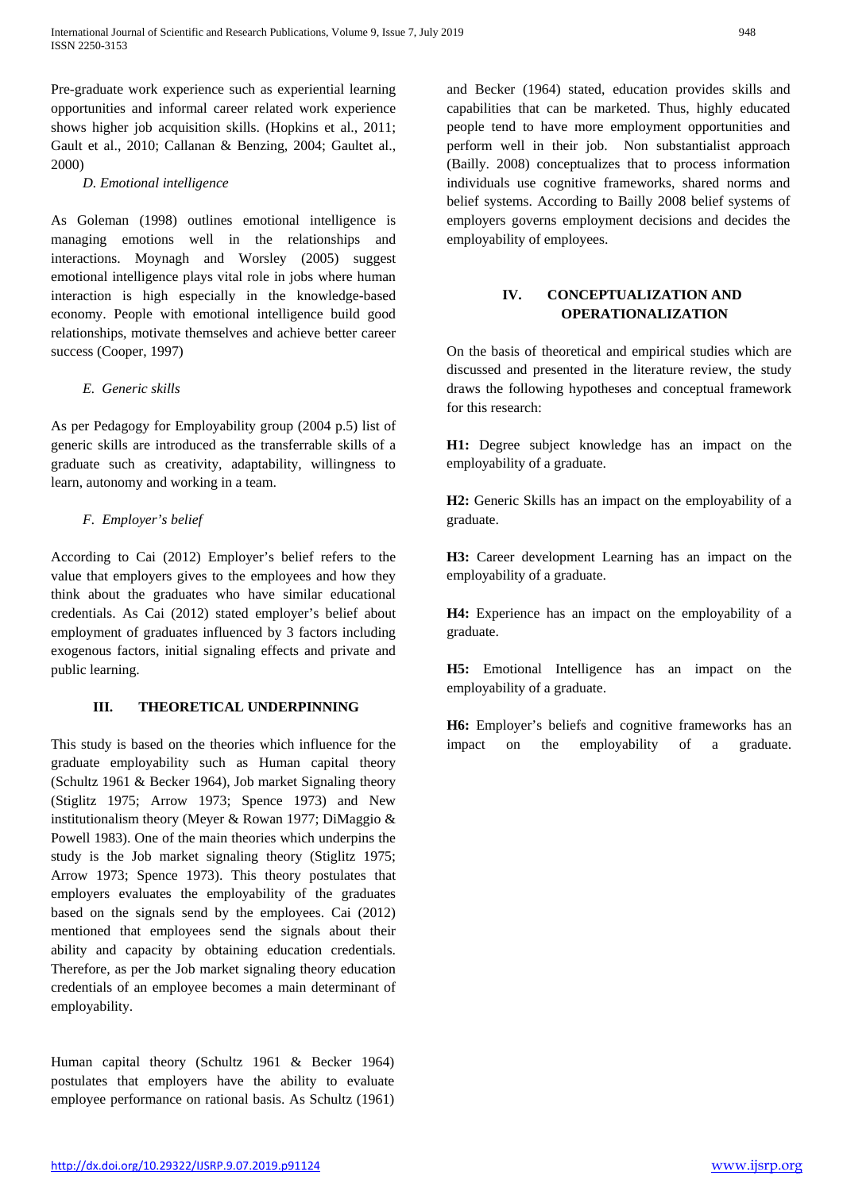Pre-graduate work experience such as experiential learning opportunities and informal career related work experience shows higher job acquisition skills. (Hopkins et al., 2011; Gault et al., 2010; Callanan & Benzing, 2004; Gaultet al., 2000)

### *D. Emotional intelligence*

As Goleman (1998) outlines emotional intelligence is managing emotions well in the relationships and interactions. Moynagh and Worsley (2005) suggest emotional intelligence plays vital role in jobs where human interaction is high especially in the knowledge-based economy. People with emotional intelligence build good relationships, motivate themselves and achieve better career success (Cooper, 1997)

### *E. Generic skills*

As per Pedagogy for Employability group (2004 p.5) list of generic skills are introduced as the transferrable skills of a graduate such as creativity, adaptability, willingness to learn, autonomy and working in a team.

### *F. Employer's belief*

According to Cai (2012) Employer's belief refers to the value that employers gives to the employees and how they think about the graduates who have similar educational credentials. As Cai (2012) stated employer's belief about employment of graduates influenced by 3 factors including exogenous factors, initial signaling effects and private and public learning.

## III. THEORETICAL UNDERPINNING

This study is based on the theories which influence for the graduate employability such as Human capital theory (Schultz 1961 & Becker 1964), Job market Signaling theory (Stiglitz 1975; Arrow 1973; Spence 1973) and New institutionalism theory (Meyer & Rowan 1977; DiMaggio & Powell 1983). One of the main theories which underpins the study is the Job market signaling theory (Stiglitz 1975; Arrow 1973; Spence 1973). This theory postulates that employers evaluates the employability of the graduates based on the signals send by the employees. Cai (2012) mentioned that employees send the signals about their ability and capacity by obtaining education credentials. Therefore, as per the Job market signaling theory education credentials of an employee becomes a main determinant of employability.

Human capital theory (Schultz 1961 & Becker 1964) postulates that employers have the ability to evaluate employee performance on rational basis. As Schultz (1961) and Becker (1964) stated, education provides skills and capabilities that can be marketed. Thus, highly educated people tend to have more employment opportunities and perform well in their job. Non substantialist approach (Bailly. 2008) conceptualizes that to process information individuals use cognitive frameworks, shared norms and belief systems. According to Bailly 2008 belief systems of employers governs employment decisions and decides the employability of employees.

## IV. CONCEPTUALIZATION AND OPERATIONALIZATION

On the basis of theoretical and empirical studies which are discussed and presented in the literature review, the study draws the following hypotheses and conceptual framework for this research:

**H1:** Degree subject knowledge has an impact on the employability of a graduate.

**H2:** Generic Skills has an impact on the employability of a graduate.

**H3:** Career development Learning has an impact on the employability of a graduate.

**H4:** Experience has an impact on the employability of a graduate.

**H5:** Emotional Intelligence has an impact on the employability of a graduate.

**H6:** Employer's beliefs and cognitive frameworks has an impact on the employability of a graduate.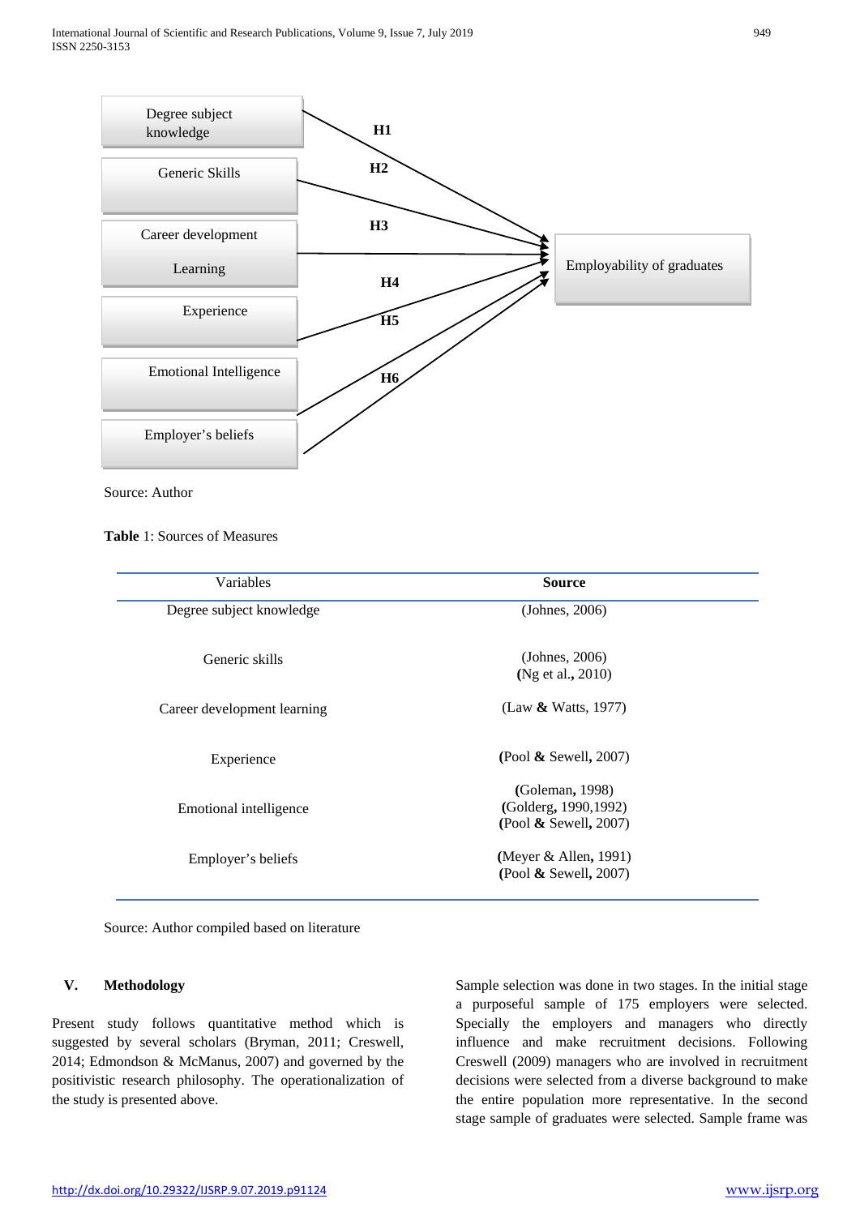Degree subject knowledge

Generic Skills

Career development Learning

Experience

Emotional Intelligence

Employer's beliefs

H1 H2 H3 H4 H5 H6

Employability of graduates

Source: Author

**Table** 1: Sources of Measures

| Variables | **Source** |
|---|---|
| Degree subject knowledge | (Johnes, 2006) |
| Generic skills | (Johnes, 2006) **(**Ng et al**.,** 2010) |
| Career development learning | (Law **&** Watts, 1977) |
| Experience | **(**Pool **&** Sewell**,** 2007) |
| Emotional intelligence | **(**Goleman**,** 1998) **(**Golderg**,** 1990,1992) **(**Pool **&** Sewell**,** 2007) |
| Employer's beliefs | **(**Meyer & Allen**,** 1991) **(**Pool **&** Sewell**,** 2007) |

Source: Author compiled based on literature

## V. Methodology

Present study follows quantitative method which is suggested by several scholars (Bryman, 2011; Creswell, 2014; Edmondson & McManus, 2007) and governed by the positivistic research philosophy. The operationalization of the study is presented above.

Sample selection was done in two stages. In the initial stage a purposeful sample of 175 employers were selected. Specially the employers and managers who directly influence and make recruitment decisions. Following Creswell (2009) managers who are involved in recruitment decisions were selected from a diverse background to make the entire population more representative. In the second stage sample of graduates were selected. Sample frame was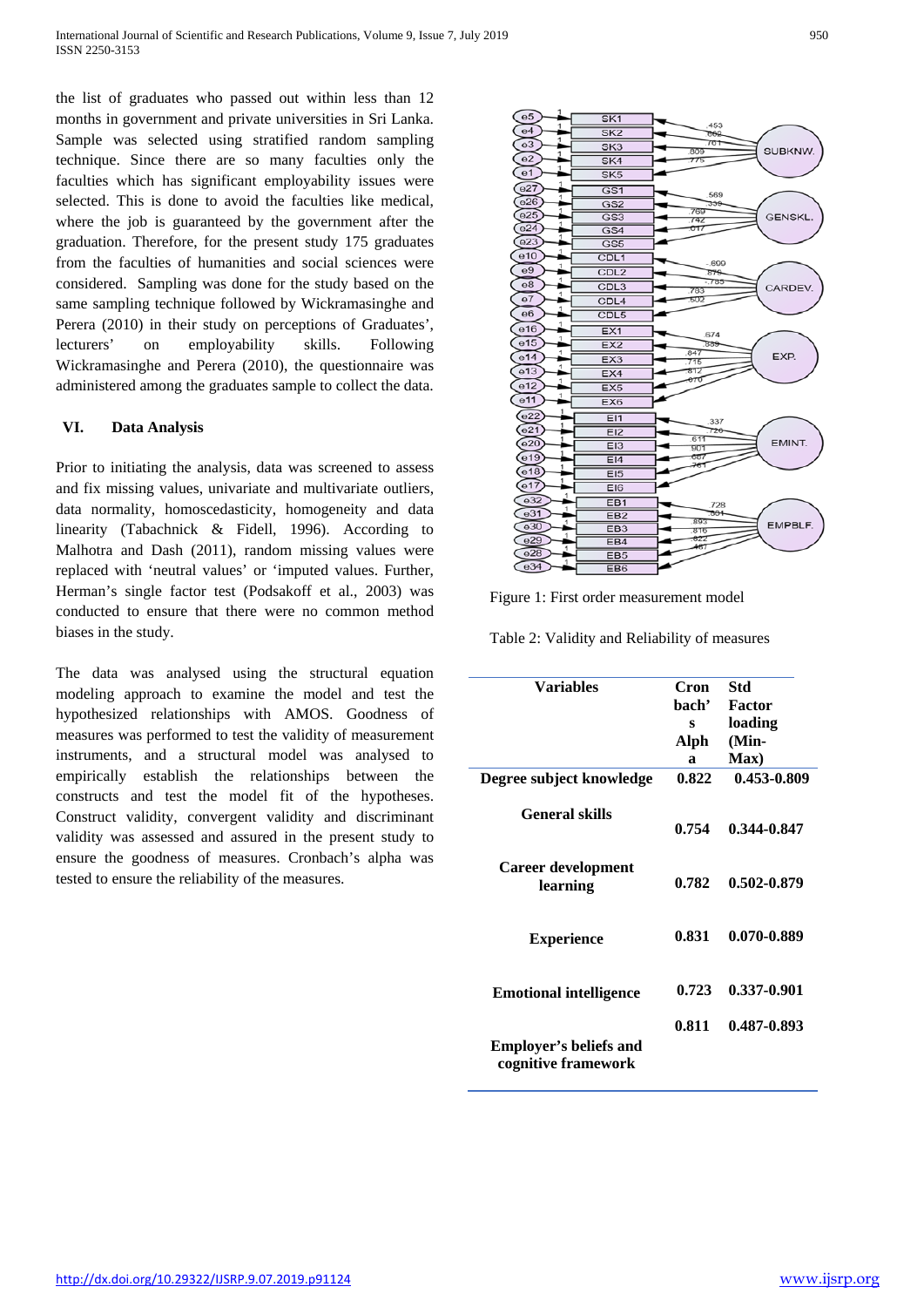the list of graduates who passed out within less than 12 months in government and private universities in Sri Lanka. Sample was selected using stratified random sampling technique. Since there are so many faculties only the faculties which has significant employability issues were selected. This is done to avoid the faculties like medical, where the job is guaranteed by the government after the graduation. Therefore, for the present study 175 graduates from the faculties of humanities and social sciences were considered. Sampling was done for the study based on the same sampling technique followed by Wickramasinghe and Perera (2010) in their study on perceptions of Graduates', lecturers' on employability skills. Following Wickramasinghe and Perera (2010), the questionnaire was administered among the graduates sample to collect the data.

## VI. Data Analysis

Prior to initiating the analysis, data was screened to assess and fix missing values, univariate and multivariate outliers, data normality, homoscedasticity, homogeneity and data linearity (Tabachnick & Fidell, 1996). According to Malhotra and Dash (2011), random missing values were replaced with 'neutral values' or 'imputed values. Further, Herman's single factor test (Podsakoff et al., 2003) was conducted to ensure that there were no common method biases in the study.

The data was analysed using the structural equation modeling approach to examine the model and test the hypothesized relationships with AMOS. Goodness of measures was performed to test the validity of measurement instruments, and a structural model was analysed to empirically establish the relationships between the constructs and test the model fit of the hypotheses. Construct validity, convergent validity and discriminant validity was assessed and assured in the present study to ensure the goodness of measures. Cronbach's alpha was tested to ensure the reliability of the measures.

Figure 1: First order measurement model

Table 2: Validity and Reliability of measures

| Variables | Cronbach's Alpha | Std Factor loading (Min-Max) |
|---|---|---|
| Degree subject knowledge | 0.822 | 0.453-0.809 |
| General skills | 0.754 | 0.344-0.847 |
| Career development learning | 0.782 | 0.502-0.879 |
| Experience | 0.831 | 0.070-0.889 |
| Emotional intelligence | 0.723 | 0.337-0.901 |
| Employer's beliefs and cognitive framework | 0.811 | 0.487-0.893 |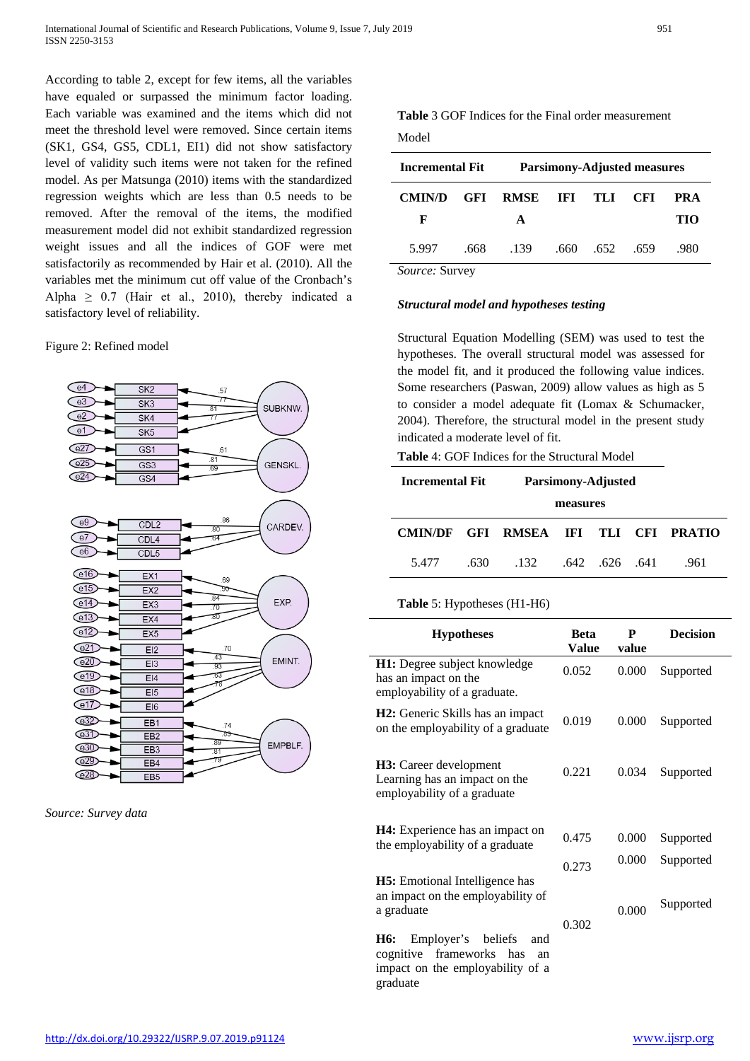According to table 2, except for few items, all the variables have equaled or surpassed the minimum factor loading. Each variable was examined and the items which did not meet the threshold level were removed. Since certain items (SK1, GS4, GS5, CDL1, EI1) did not show satisfactory level of validity such items were not taken for the refined model. As per Matsunga (2010) items with the standardized regression weights which are less than 0.5 needs to be removed. After the removal of the items, the modified measurement model did not exhibit standardized regression weight issues and all the indices of GOF were met satisfactorily as recommended by Hair et al. (2010). All the variables met the minimum cut off value of the Cronbach's Alpha $\geq$ 0.7 (Hair et al., 2010), thereby indicated a satisfactory level of reliability.

Figure 2: Refined model

*Source: Survey data*

**Table** 3 GOF Indices for the Final order measurement Model

| Incremental Fit | | Parsimony-Adjusted measures | | | | |
|---|---|---|---|---|---|---|
| **CMIN/DF** | **GFI** | **RMSEA** | **IFI** | **TLI** | **CFI** | **PRATIO** |
| 5.997 | .668 | .139 | .660 | .652 | .659 | .980 |

*Source:* Survey

***Structural model and hypotheses testing***

Structural Equation Modelling (SEM) was used to test the hypotheses. The overall structural model was assessed for the model fit, and it produced the following value indices. Some researchers (Paswan, 2009) allow values as high as 5 to consider a model adequate fit (Lomax & Schumacker, 2004). Therefore, the structural model in the present study indicated a moderate level of fit.

**Table 4**: GOF Indices for the Structural Model

| Incremental Fit | | Parsimony-Adjusted measures | | | | |
|---|---|---|---|---|---|---|
| **CMIN/DF** | **GFI** | **RMSEA** | **IFI** | **TLI** | **CFI** | **PRATIO** |
| 5.477 | .630 | .132 | .642 | .626 | .641 | .961 |

**Table 5**: Hypotheses (H1-H6)

| Hypotheses | Beta Value | P value | Decision |
|---|---|---|---|
| **H1:** Degree subject knowledge has an impact on the employability of a graduate. | 0.052 | 0.000 | Supported |
| **H2:** Generic Skills has an impact on the employability of a graduate | 0.019 | 0.000 | Supported |
| **H3:** Career development Learning has an impact on the employability of a graduate | 0.221 | 0.034 | Supported |
| **H4:** Experience has an impact on the employability of a graduate | 0.475 | 0.000 | Supported |
| **H5:** Emotional Intelligence has an impact on the employability of a graduate | 0.273 | 0.000 | Supported |
| **H6:** Employer's beliefs and cognitive frameworks has an impact on the employability of a graduate | 0.302 | 0.000 | Supported |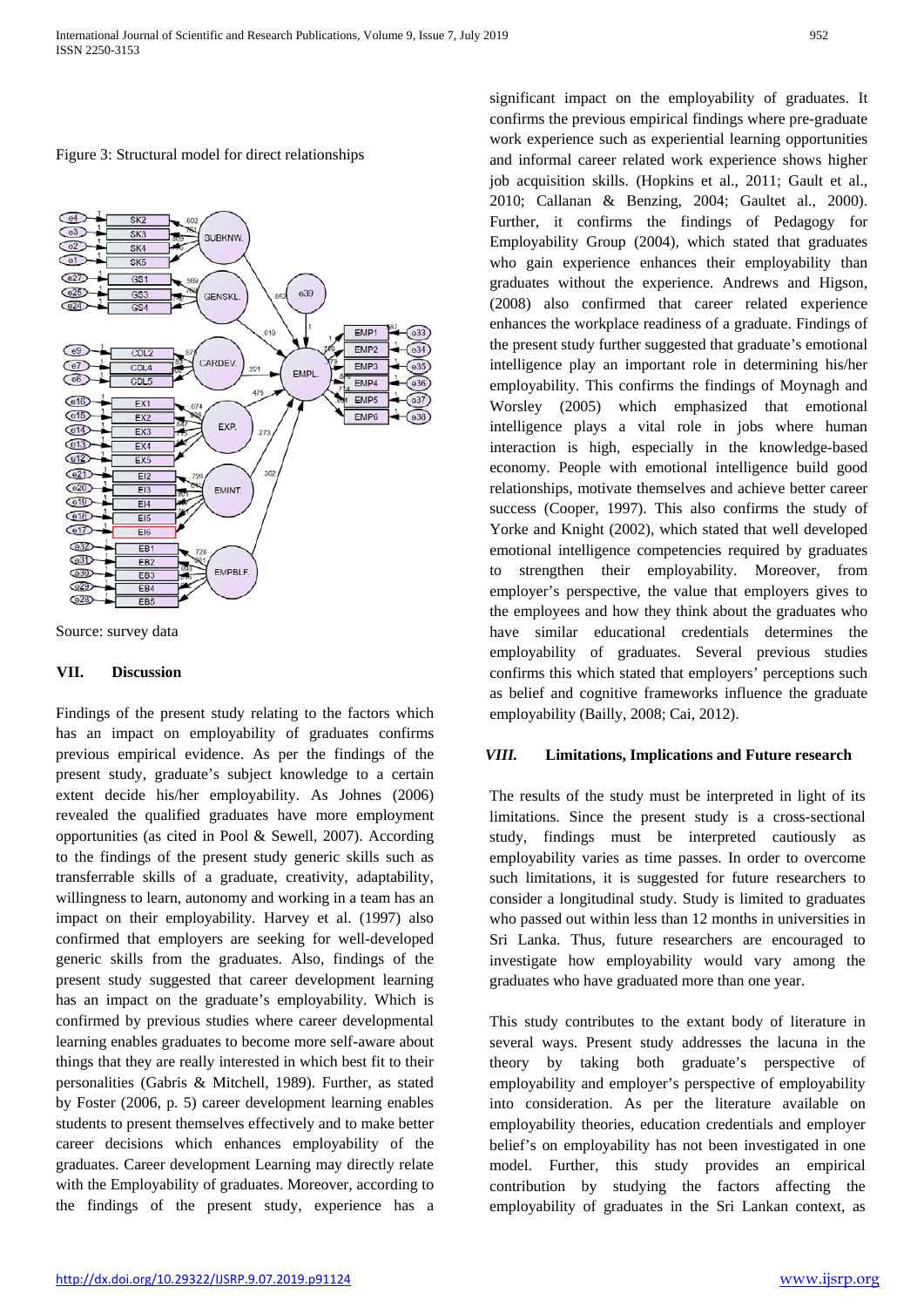Figure 3: Structural model for direct relationships

Source: survey data

## VII. Discussion

Findings of the present study relating to the factors which has an impact on employability of graduates confirms previous empirical evidence. As per the findings of the present study, graduate's subject knowledge to a certain extent decide his/her employability. As Johnes (2006) revealed the qualified graduates have more employment opportunities (as cited in Pool & Sewell, 2007). According to the findings of the present study generic skills such as transferrable skills of a graduate, creativity, adaptability, willingness to learn, autonomy and working in a team has an impact on their employability. Harvey et al. (1997) also confirmed that employers are seeking for well-developed generic skills from the graduates. Also, findings of the present study suggested that career development learning has an impact on the graduate's employability. Which is confirmed by previous studies where career developmental learning enables graduates to become more self-aware about things that they are really interested in which best fit to their personalities (Gabris & Mitchell, 1989). Further, as stated by Foster (2006, p. 5) career development learning enables students to present themselves effectively and to make better career decisions which enhances employability of the graduates. Career development Learning may directly relate with the Employability of graduates. Moreover, according to the findings of the present study, experience has a significant impact on the employability of graduates. It confirms the previous empirical findings where pre-graduate work experience such as experiential learning opportunities and informal career related work experience shows higher job acquisition skills. (Hopkins et al., 2011; Gault et al., 2010; Callanan & Benzing, 2004; Gaultet al., 2000). Further, it confirms the findings of Pedagogy for Employability Group (2004), which stated that graduates who gain experience enhances their employability than graduates without the experience. Andrews and Higson, (2008) also confirmed that career related experience enhances the workplace readiness of a graduate. Findings of the present study further suggested that graduate's emotional intelligence play an important role in determining his/her employability. This confirms the findings of Moynagh and Worsley (2005) which emphasized that emotional intelligence plays a vital role in jobs where human interaction is high, especially in the knowledge-based economy. People with emotional intelligence build good relationships, motivate themselves and achieve better career success (Cooper, 1997). This also confirms the study of Yorke and Knight (2002), which stated that well developed emotional intelligence competencies required by graduates to strengthen their employability. Moreover, from employer's perspective, the value that employers gives to the employees and how they think about the graduates who have similar educational credentials determines the employability of graduates. Several previous studies confirms this which stated that employers' perceptions such as belief and cognitive frameworks influence the graduate employability (Bailly, 2008; Cai, 2012).

## *VIII.* Limitations, Implications and Future research

The results of the study must be interpreted in light of its limitations. Since the present study is a cross-sectional study, findings must be interpreted cautiously as employability varies as time passes. In order to overcome such limitations, it is suggested for future researchers to consider a longitudinal study. Study is limited to graduates who passed out within less than 12 months in universities in Sri Lanka. Thus, future researchers are encouraged to investigate how employability would vary among the graduates who have graduated more than one year.

This study contributes to the extant body of literature in several ways. Present study addresses the lacuna in the theory by taking both graduate's perspective of employability and employer's perspective of employability into consideration. As per the literature available on employability theories, education credentials and employer belief's on employability has not been investigated in one model. Further, this study provides an empirical contribution by studying the factors affecting the employability of graduates in the Sri Lankan context, as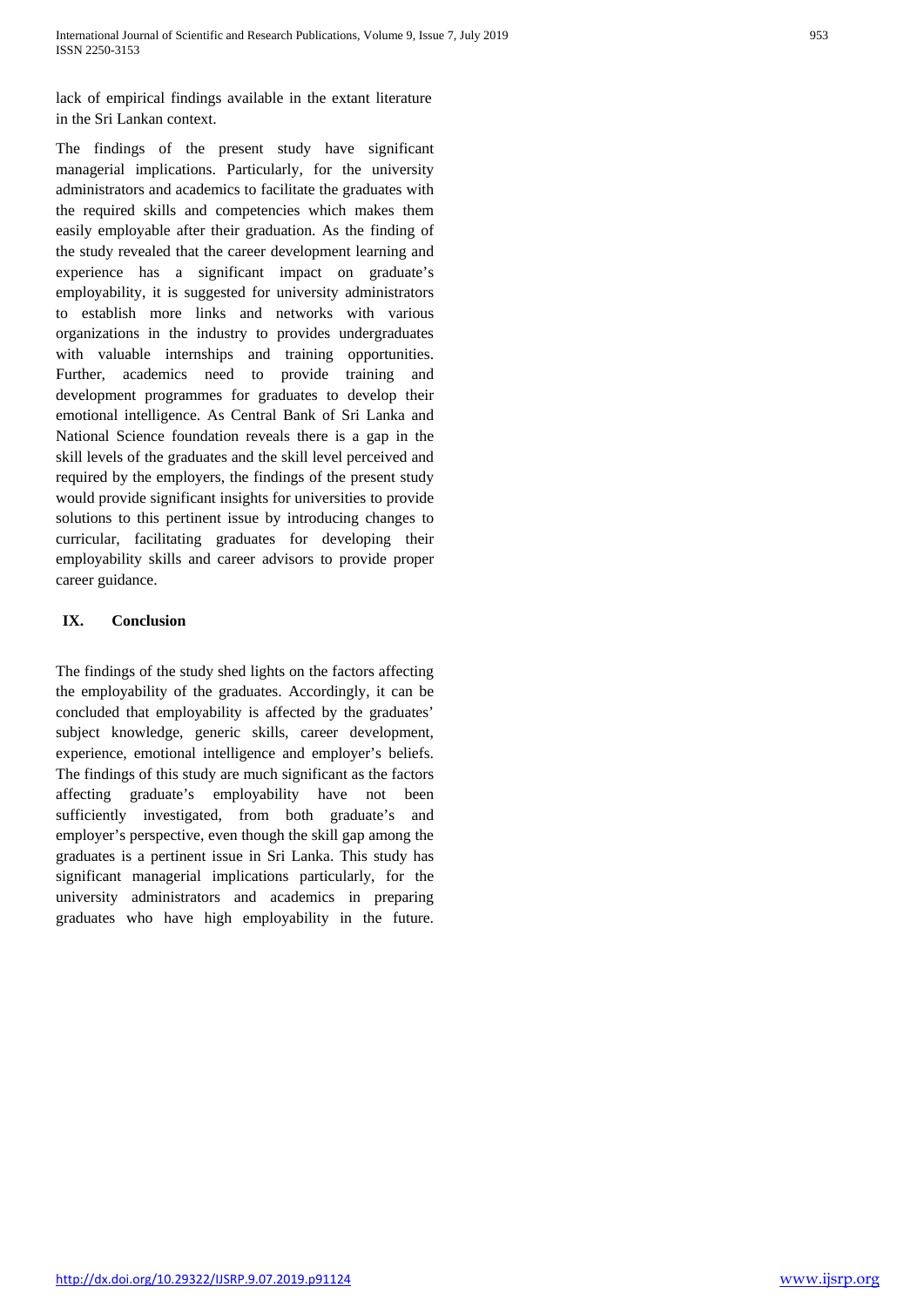lack of empirical findings available in the extant literature in the Sri Lankan context.

The findings of the present study have significant managerial implications. Particularly, for the university administrators and academics to facilitate the graduates with the required skills and competencies which makes them easily employable after their graduation. As the finding of the study revealed that the career development learning and experience has a significant impact on graduate's employability, it is suggested for university administrators to establish more links and networks with various organizations in the industry to provides undergraduates with valuable internships and training opportunities. Further, academics need to provide training and development programmes for graduates to develop their emotional intelligence. As Central Bank of Sri Lanka and National Science foundation reveals there is a gap in the skill levels of the graduates and the skill level perceived and required by the employers, the findings of the present study would provide significant insights for universities to provide solutions to this pertinent issue by introducing changes to curricular, facilitating graduates for developing their employability skills and career advisors to provide proper career guidance.

## IX. Conclusion

The findings of the study shed lights on the factors affecting the employability of the graduates. Accordingly, it can be concluded that employability is affected by the graduates' subject knowledge, generic skills, career development, experience, emotional intelligence and employer's beliefs. The findings of this study are much significant as the factors affecting graduate's employability have not been sufficiently investigated, from both graduate's and employer's perspective, even though the skill gap among the graduates is a pertinent issue in Sri Lanka. This study has significant managerial implications particularly, for the university administrators and academics in preparing graduates who have high employability in the future.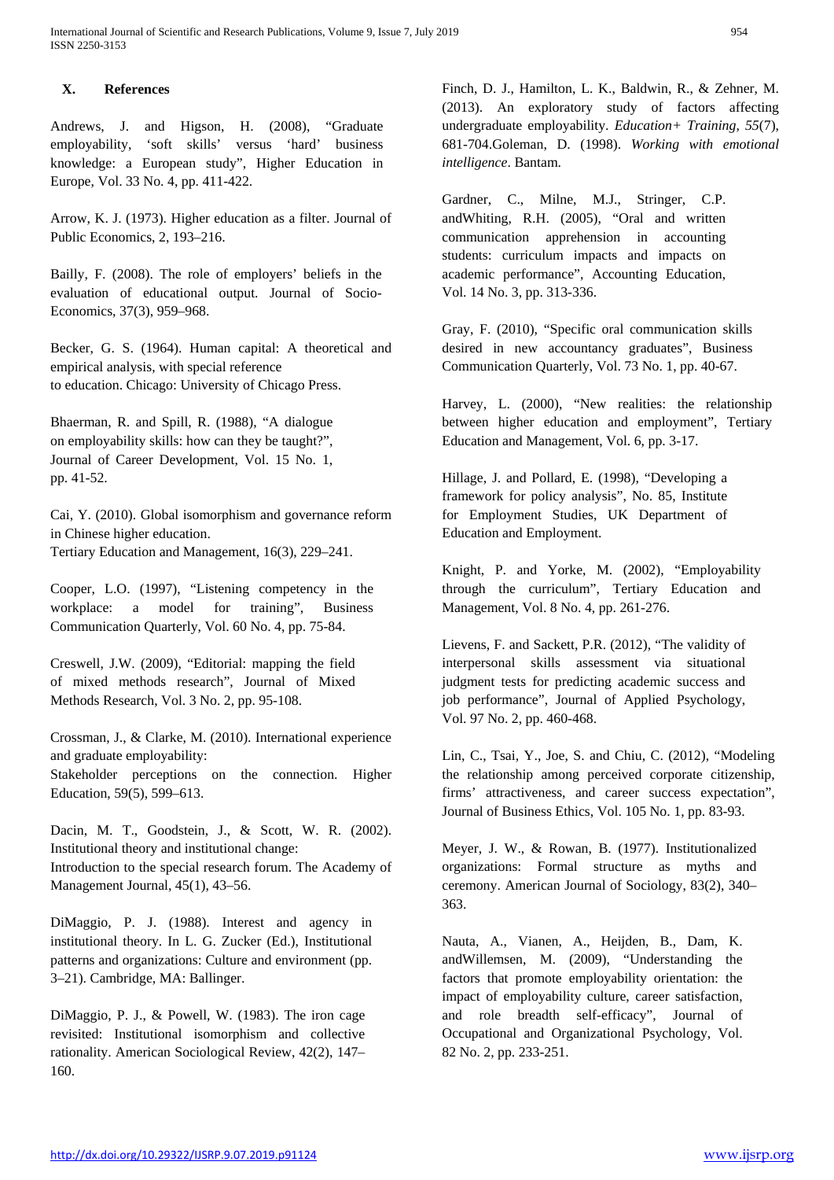## X. References

Andrews, J. and Higson, H. (2008), "Graduate employability, 'soft skills' versus 'hard' business knowledge: a European study", Higher Education in Europe, Vol. 33 No. 4, pp. 411-422.

Arrow, K. J. (1973). Higher education as a filter. Journal of Public Economics, 2, 193–216.

Bailly, F. (2008). The role of employers' beliefs in the evaluation of educational output. Journal of Socio-Economics, 37(3), 959–968.

Becker, G. S. (1964). Human capital: A theoretical and empirical analysis, with special reference to education. Chicago: University of Chicago Press.

Bhaerman, R. and Spill, R. (1988), "A dialogue on employability skills: how can they be taught?", Journal of Career Development, Vol. 15 No. 1, pp. 41-52.

Cai, Y. (2010). Global isomorphism and governance reform in Chinese higher education. Tertiary Education and Management, 16(3), 229–241.

Cooper, L.O. (1997), "Listening competency in the workplace: a model for training", Business Communication Quarterly, Vol. 60 No. 4, pp. 75-84.

Creswell, J.W. (2009), "Editorial: mapping the field of mixed methods research", Journal of Mixed Methods Research, Vol. 3 No. 2, pp. 95-108.

Crossman, J., & Clarke, M. (2010). International experience and graduate employability: Stakeholder perceptions on the connection. Higher Education, 59(5), 599–613.

Dacin, M. T., Goodstein, J., & Scott, W. R. (2002). Institutional theory and institutional change: Introduction to the special research forum. The Academy of Management Journal, 45(1), 43–56.

DiMaggio, P. J. (1988). Interest and agency in institutional theory. In L. G. Zucker (Ed.), Institutional patterns and organizations: Culture and environment (pp. 3–21). Cambridge, MA: Ballinger.

DiMaggio, P. J., & Powell, W. (1983). The iron cage revisited: Institutional isomorphism and collective rationality. American Sociological Review, 42(2), 147–160.

Finch, D. J., Hamilton, L. K., Baldwin, R., & Zehner, M. (2013). An exploratory study of factors affecting undergraduate employability. *Education+ Training*, *55*(7), 681-704.Goleman, D. (1998). *Working with emotional intelligence*. Bantam.

Gardner, C., Milne, M.J., Stringer, C.P. andWhiting, R.H. (2005), "Oral and written communication apprehension in accounting students: curriculum impacts and impacts on academic performance", Accounting Education, Vol. 14 No. 3, pp. 313-336.

Gray, F. (2010), "Specific oral communication skills desired in new accountancy graduates", Business Communication Quarterly, Vol. 73 No. 1, pp. 40-67.

Harvey, L. (2000), "New realities: the relationship between higher education and employment", Tertiary Education and Management, Vol. 6, pp. 3-17.

Hillage, J. and Pollard, E. (1998), "Developing a framework for policy analysis", No. 85, Institute for Employment Studies, UK Department of Education and Employment.

Knight, P. and Yorke, M. (2002), "Employability through the curriculum", Tertiary Education and Management, Vol. 8 No. 4, pp. 261-276.

Lievens, F. and Sackett, P.R. (2012), "The validity of interpersonal skills assessment via situational judgment tests for predicting academic success and job performance", Journal of Applied Psychology, Vol. 97 No. 2, pp. 460-468.

Lin, C., Tsai, Y., Joe, S. and Chiu, C. (2012), "Modeling the relationship among perceived corporate citizenship, firms' attractiveness, and career success expectation", Journal of Business Ethics, Vol. 105 No. 1, pp. 83-93.

Meyer, J. W., & Rowan, B. (1977). Institutionalized organizations: Formal structure as myths and ceremony. American Journal of Sociology, 83(2), 340–363.

Nauta, A., Vianen, A., Heijden, B., Dam, K. andWillemsen, M. (2009), "Understanding the factors that promote employability orientation: the impact of employability culture, career satisfaction, and role breadth self-efficacy", Journal of Occupational and Organizational Psychology, Vol. 82 No. 2, pp. 233-251.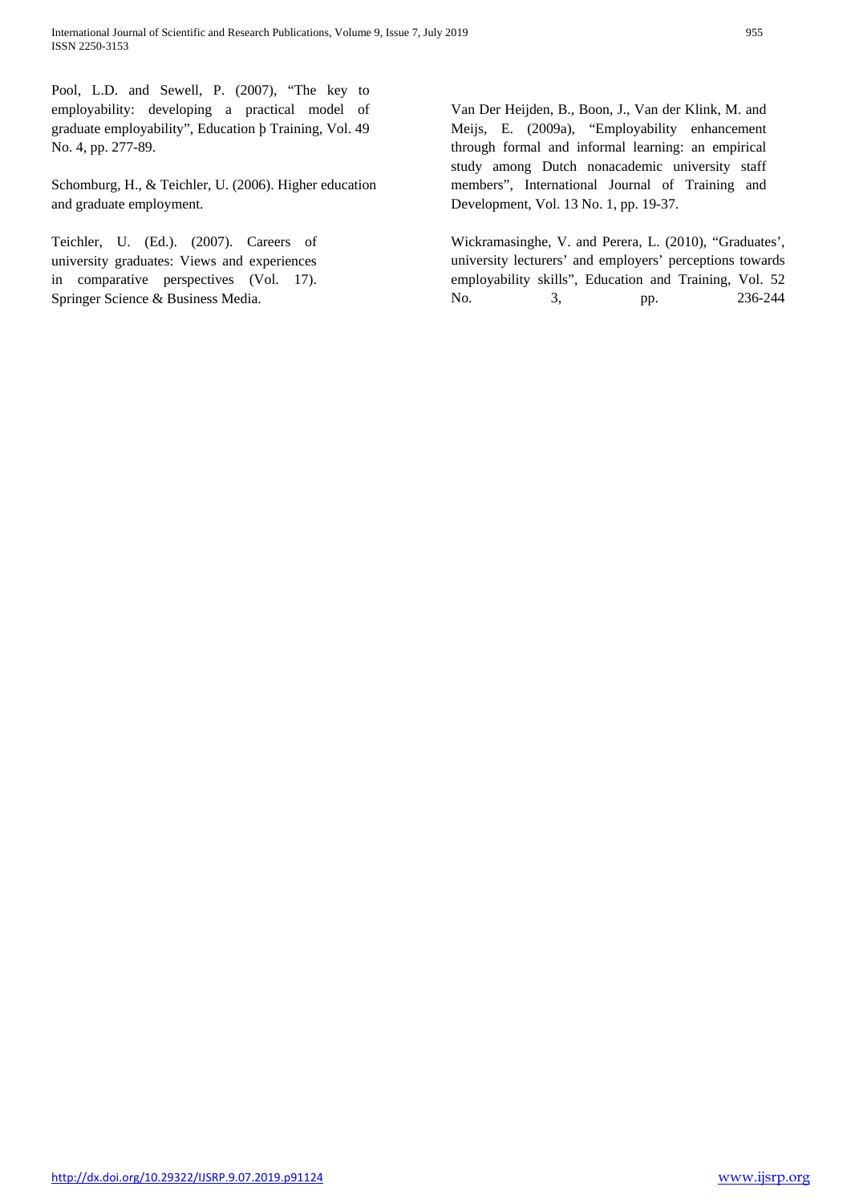Pool, L.D. and Sewell, P. (2007), "The key to employability: developing a practical model of graduate employability", Education þ Training, Vol. 49 No. 4, pp. 277-89.

Schomburg, H., & Teichler, U. (2006). Higher education and graduate employment.

Teichler, U. (Ed.). (2007). Careers of university graduates: Views and experiences in comparative perspectives (Vol. 17). Springer Science & Business Media.

Van Der Heijden, B., Boon, J., Van der Klink, M. and Meijs, E. (2009a), "Employability enhancement through formal and informal learning: an empirical study among Dutch nonacademic university staff members", International Journal of Training and Development, Vol. 13 No. 1, pp. 19-37.

Wickramasinghe, V. and Perera, L. (2010), "Graduates', university lecturers' and employers' perceptions towards employability skills", Education and Training, Vol. 52 No. 3, pp. 236-244